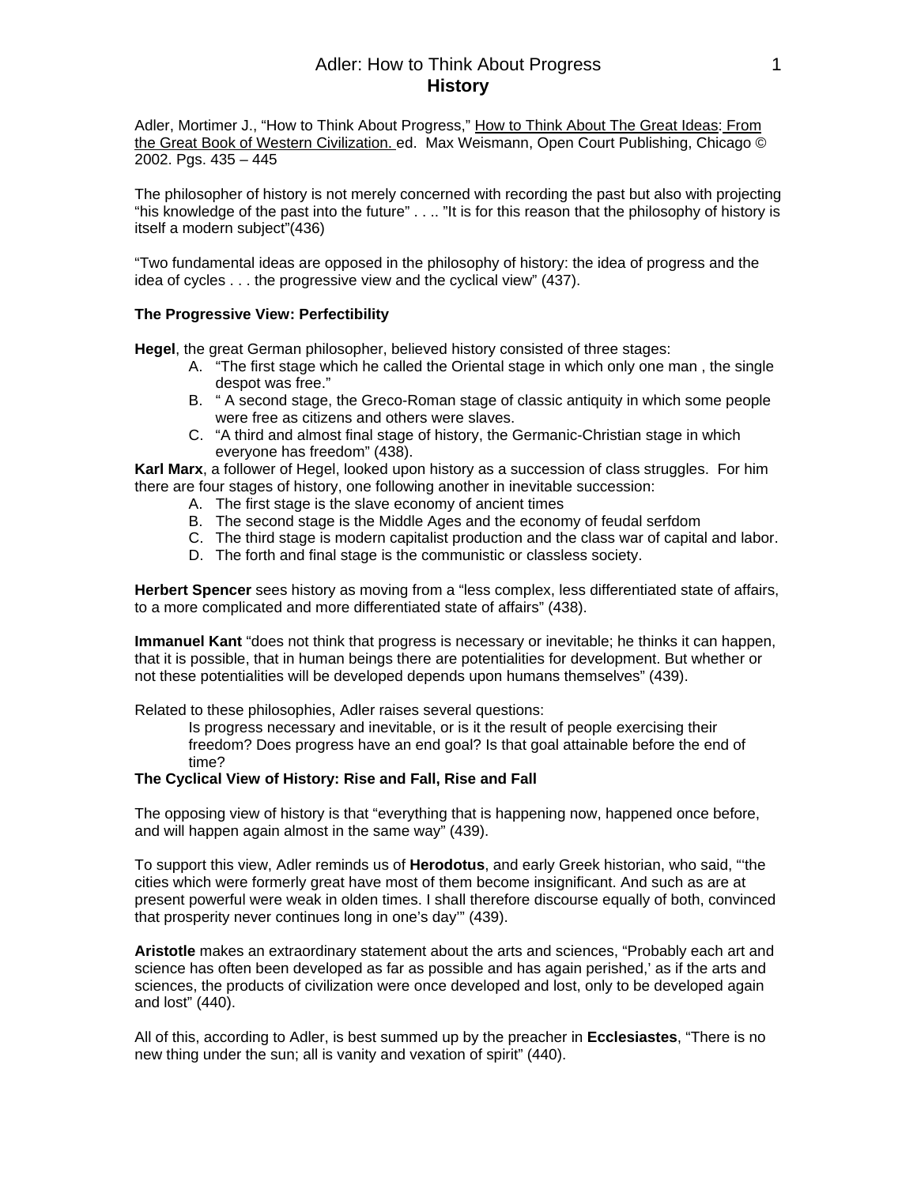# Adler: How to Think About Progress
## History

Adler, Mortimer J., "How to Think About Progress," How to Think About The Great Ideas: From the Great Book of Western Civilization. ed. Max Weismann, Open Court Publishing, Chicago © 2002. Pgs. 435 – 445

The philosopher of history is not merely concerned with recording the past but also with projecting "his knowledge of the past into the future" . . .. "It is for this reason that the philosophy of history is itself a modern subject"(436)

"Two fundamental ideas are opposed in the philosophy of history: the idea of progress and the idea of cycles . . . the progressive view and the cyclical view" (437).

**The Progressive View: Perfectibility**

**Hegel**, the great German philosopher, believed history consisted of three stages:

A. "The first stage which he called the Oriental stage in which only one man , the single despot was free."
B. " A second stage, the Greco-Roman stage of classic antiquity in which some people were free as citizens and others were slaves.
C. "A third and almost final stage of history, the Germanic-Christian stage in which everyone has freedom" (438).

**Karl Marx**, a follower of Hegel, looked upon history as a succession of class struggles. For him there are four stages of history, one following another in inevitable succession:

A. The first stage is the slave economy of ancient times
B. The second stage is the Middle Ages and the economy of feudal serfdom
C. The third stage is modern capitalist production and the class war of capital and labor.
D. The forth and final stage is the communistic or classless society.

**Herbert Spencer** sees history as moving from a "less complex, less differentiated state of affairs, to a more complicated and more differentiated state of affairs" (438).

**Immanuel Kant** "does not think that progress is necessary or inevitable; he thinks it can happen, that it is possible, that in human beings there are potentialities for development. But whether or not these potentialities will be developed depends upon humans themselves" (439).

Related to these philosophies, Adler raises several questions:

> Is progress necessary and inevitable, or is it the result of people exercising their freedom? Does progress have an end goal? Is that goal attainable before the end of time?

**The Cyclical View of History: Rise and Fall, Rise and Fall**

The opposing view of history is that "everything that is happening now, happened once before, and will happen again almost in the same way" (439).

To support this view, Adler reminds us of **Herodotus**, and early Greek historian, who said, "'the cities which were formerly great have most of them become insignificant. And such as are at present powerful were weak in olden times. I shall therefore discourse equally of both, convinced that prosperity never continues long in one's day'" (439).

**Aristotle** makes an extraordinary statement about the arts and sciences, "Probably each art and science has often been developed as far as possible and has again perished,' as if the arts and sciences, the products of civilization were once developed and lost, only to be developed again and lost" (440).

All of this, according to Adler, is best summed up by the preacher in **Ecclesiastes**, "There is no new thing under the sun; all is vanity and vexation of spirit" (440).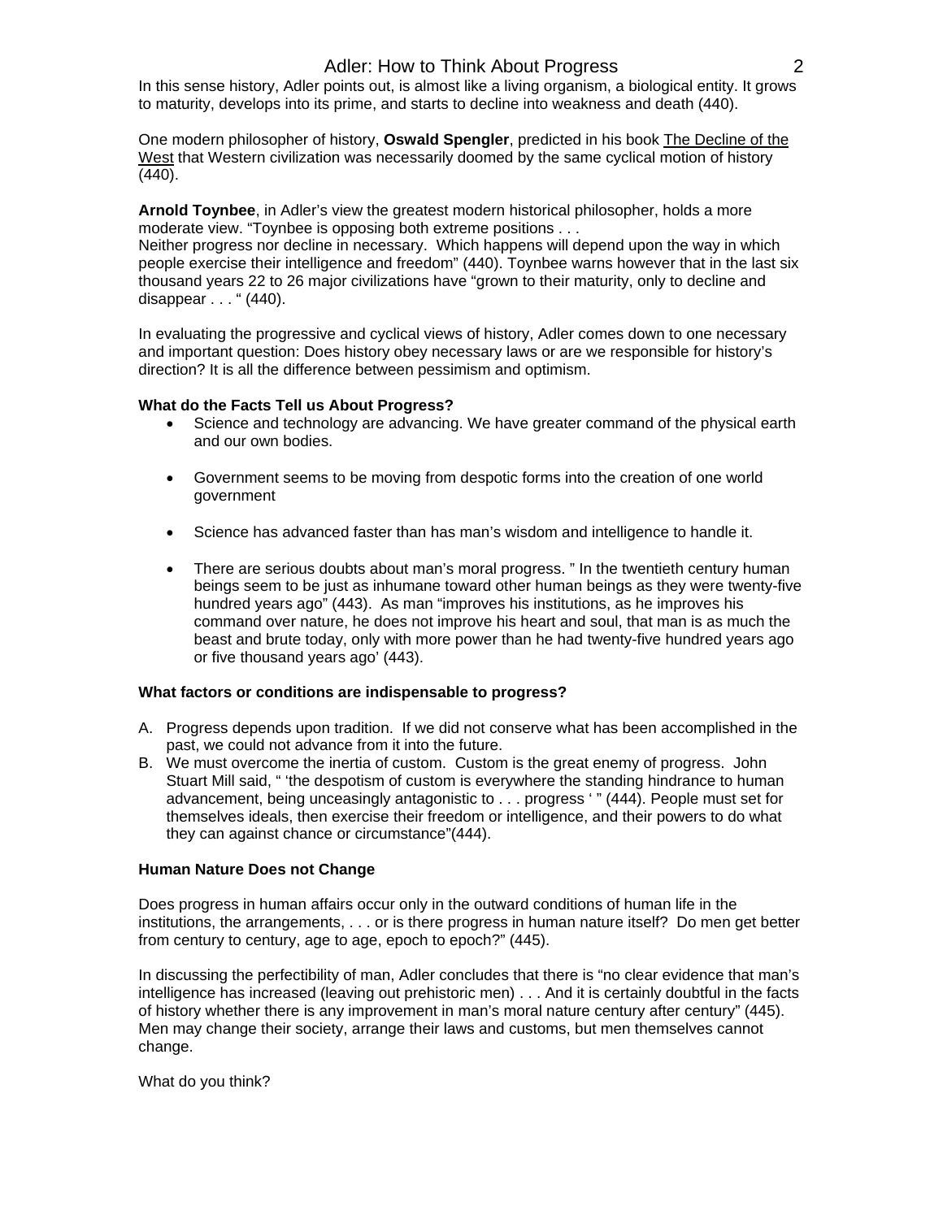In this sense history, Adler points out, is almost like a living organism, a biological entity. It grows to maturity, develops into its prime, and starts to decline into weakness and death (440).

One modern philosopher of history, **Oswald Spengler**, predicted in his book The Decline of the West that Western civilization was necessarily doomed by the same cyclical motion of history (440).

**Arnold Toynbee**, in Adler's view the greatest modern historical philosopher, holds a more moderate view. "Toynbee is opposing both extreme positions . . .
Neither progress nor decline in necessary. Which happens will depend upon the way in which people exercise their intelligence and freedom" (440). Toynbee warns however that in the last six thousand years 22 to 26 major civilizations have "grown to their maturity, only to decline and disappear . . . " (440).

In evaluating the progressive and cyclical views of history, Adler comes down to one necessary and important question: Does history obey necessary laws or are we responsible for history's direction? It is all the difference between pessimism and optimism.

**What do the Facts Tell us About Progress?**

- Science and technology are advancing. We have greater command of the physical earth and our own bodies.
- Government seems to be moving from despotic forms into the creation of one world government
- Science has advanced faster than has man's wisdom and intelligence to handle it.
- There are serious doubts about man's moral progress. " In the twentieth century human beings seem to be just as inhumane toward other human beings as they were twenty-five hundred years ago" (443). As man "improves his institutions, as he improves his command over nature, he does not improve his heart and soul, that man is as much the beast and brute today, only with more power than he had twenty-five hundred years ago or five thousand years ago' (443).

**What factors or conditions are indispensable to progress?**

A. Progress depends upon tradition. If we did not conserve what has been accomplished in the past, we could not advance from it into the future.
B. We must overcome the inertia of custom. Custom is the great enemy of progress. John Stuart Mill said, " 'the despotism of custom is everywhere the standing hindrance to human advancement, being unceasingly antagonistic to . . . progress ' " (444). People must set for themselves ideals, then exercise their freedom or intelligence, and their powers to do what they can against chance or circumstance"(444).

**Human Nature Does not Change**

Does progress in human affairs occur only in the outward conditions of human life in the institutions, the arrangements, . . . or is there progress in human nature itself? Do men get better from century to century, age to age, epoch to epoch?" (445).

In discussing the perfectibility of man, Adler concludes that there is "no clear evidence that man's intelligence has increased (leaving out prehistoric men) . . . And it is certainly doubtful in the facts of history whether there is any improvement in man's moral nature century after century" (445). Men may change their society, arrange their laws and customs, but men themselves cannot change.

What do you think?